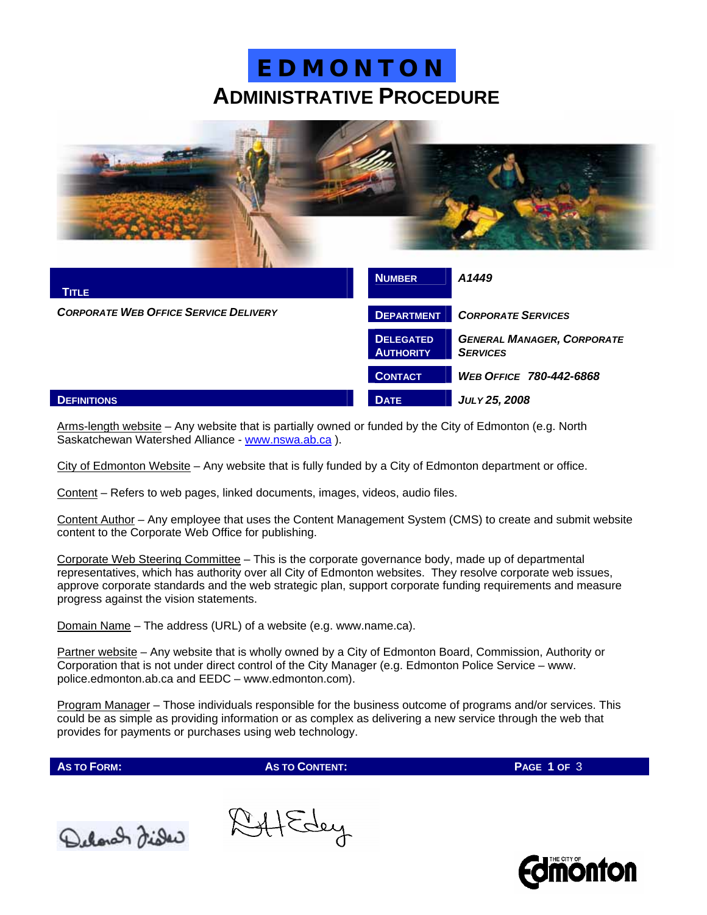# EDMONTON

## ADMINISTRATIVE PROCEDURE

| TITLE | NUMBER | A1449 |
|---|---|---|
| *CORPORATE WEB OFFICE SERVICE DELIVERY* | DEPARTMENT | *CORPORATE SERVICES* |
| | DELEGATED AUTHORITY | *GENERAL MANAGER, CORPORATE SERVICES* |
| | CONTACT | *WEB OFFICE 780-442-6868* |
| | DATE | *JULY 25, 2008* |

## DEFINITIONS

Arms-length website – Any website that is partially owned or funded by the City of Edmonton (e.g. North Saskatchewan Watershed Alliance - www.nswa.ab.ca ).

City of Edmonton Website – Any website that is fully funded by a City of Edmonton department or office.

Content – Refers to web pages, linked documents, images, videos, audio files.

Content Author – Any employee that uses the Content Management System (CMS) to create and submit website content to the Corporate Web Office for publishing.

Corporate Web Steering Committee – This is the corporate governance body, made up of departmental representatives, which has authority over all City of Edmonton websites. They resolve corporate web issues, approve corporate standards and the web strategic plan, support corporate funding requirements and measure progress against the vision statements.

Domain Name – The address (URL) of a website (e.g. www.name.ca).

Partner website – Any website that is wholly owned by a City of Edmonton Board, Commission, Authority or Corporation that is not under direct control of the City Manager (e.g. Edmonton Police Service – www. police.edmonton.ab.ca and EEDC – www.edmonton.com).

Program Manager – Those individuals responsible for the business outcome of programs and/or services. This could be as simple as providing information or as complex as delivering a new service through the web that provides for payments or purchases using web technology.

| AS TO FORM: | AS TO CONTENT: |
|---|---|
| Deborah Fisher | D H Edey |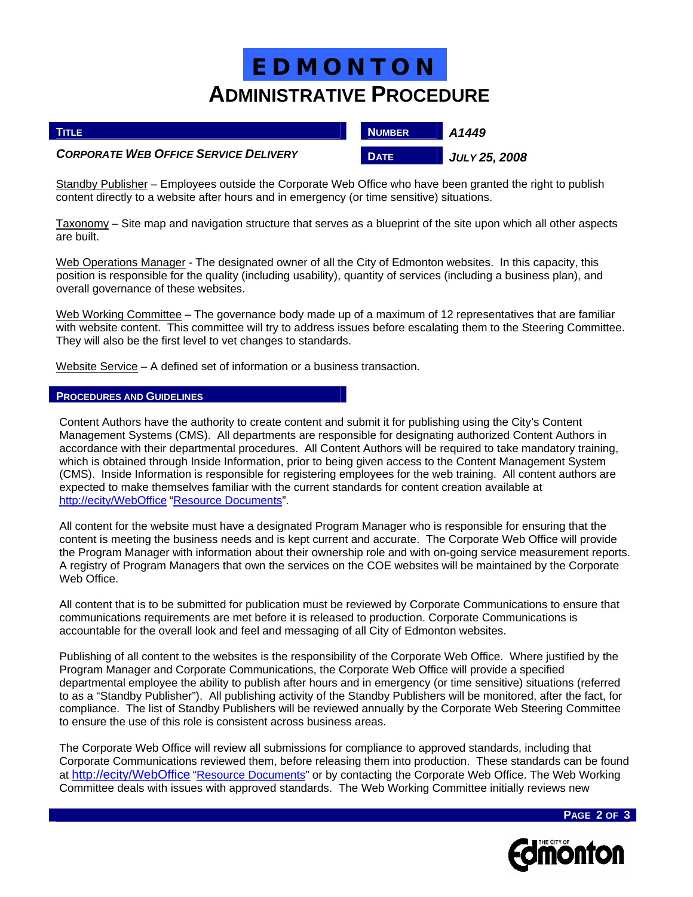Standby Publisher – Employees outside the Corporate Web Office who have been granted the right to publish content directly to a website after hours and in emergency (or time sensitive) situations.

Taxonomy – Site map and navigation structure that serves as a blueprint of the site upon which all other aspects are built.

Web Operations Manager - The designated owner of all the City of Edmonton websites. In this capacity, this position is responsible for the quality (including usability), quantity of services (including a business plan), and overall governance of these websites.

Web Working Committee – The governance body made up of a maximum of 12 representatives that are familiar with website content. This committee will try to address issues before escalating them to the Steering Committee. They will also be the first level to vet changes to standards.

Website Service – A defined set of information or a business transaction.

## PROCEDURES AND GUIDELINES

Content Authors have the authority to create content and submit it for publishing using the City's Content Management Systems (CMS). All departments are responsible for designating authorized Content Authors in accordance with their departmental procedures. All Content Authors will be required to take mandatory training, which is obtained through Inside Information, prior to being given access to the Content Management System (CMS). Inside Information is responsible for registering employees for the web training. All content authors are expected to make themselves familiar with the current standards for content creation available at http://ecity/WebOffice "Resource Documents".

All content for the website must have a designated Program Manager who is responsible for ensuring that the content is meeting the business needs and is kept current and accurate. The Corporate Web Office will provide the Program Manager with information about their ownership role and with on-going service measurement reports. A registry of Program Managers that own the services on the COE websites will be maintained by the Corporate Web Office.

All content that is to be submitted for publication must be reviewed by Corporate Communications to ensure that communications requirements are met before it is released to production. Corporate Communications is accountable for the overall look and feel and messaging of all City of Edmonton websites.

Publishing of all content to the websites is the responsibility of the Corporate Web Office. Where justified by the Program Manager and Corporate Communications, the Corporate Web Office will provide a specified departmental employee the ability to publish after hours and in emergency (or time sensitive) situations (referred to as a "Standby Publisher"). All publishing activity of the Standby Publishers will be monitored, after the fact, for compliance. The list of Standby Publishers will be reviewed annually by the Corporate Web Steering Committee to ensure the use of this role is consistent across business areas.

The Corporate Web Office will review all submissions for compliance to approved standards, including that Corporate Communications reviewed them, before releasing them into production. These standards can be found at http://ecity/WebOffice "Resource Documents" or by contacting the Corporate Web Office. The Web Working Committee deals with issues with approved standards. The Web Working Committee initially reviews new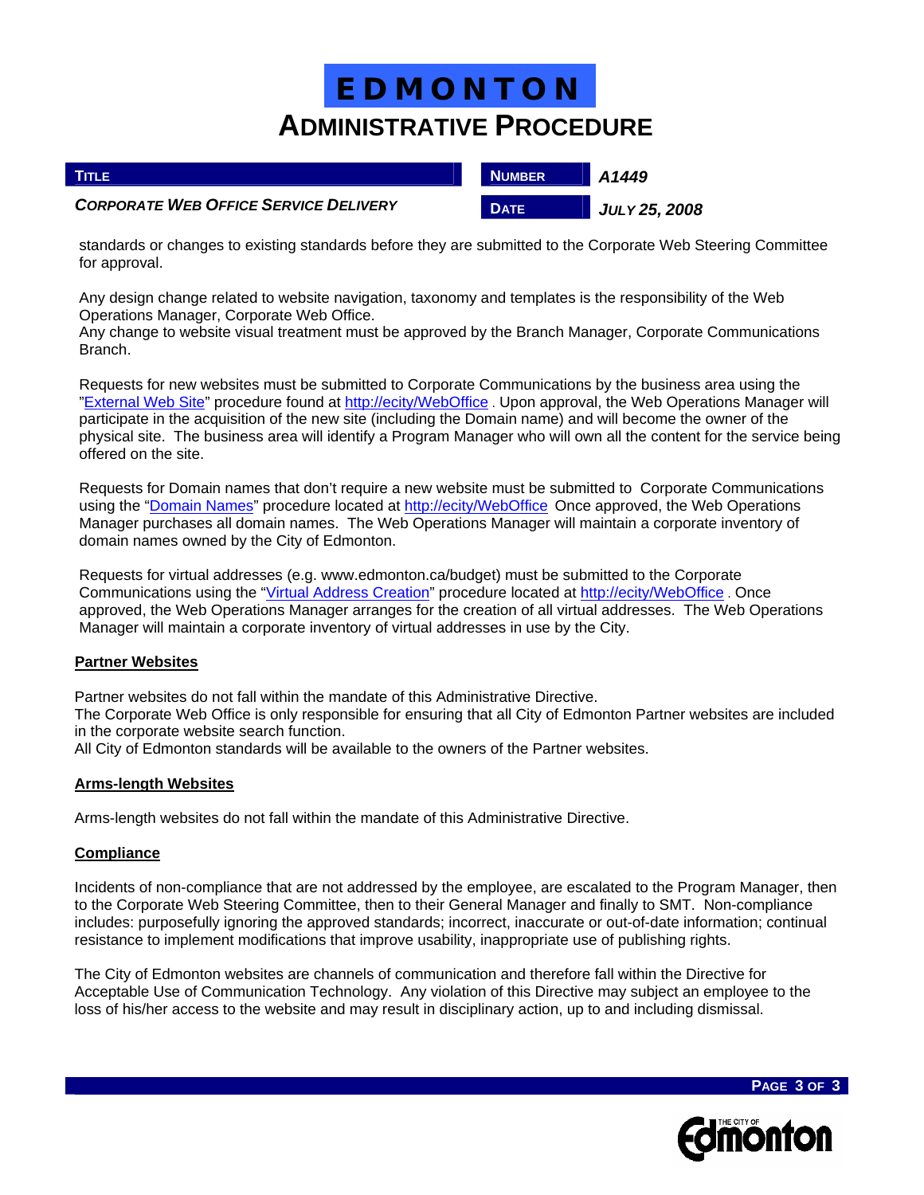standards or changes to existing standards before they are submitted to the Corporate Web Steering Committee for approval.

Any design change related to website navigation, taxonomy and templates is the responsibility of the Web Operations Manager, Corporate Web Office.
Any change to website visual treatment must be approved by the Branch Manager, Corporate Communications Branch.

Requests for new websites must be submitted to Corporate Communications by the business area using the "External Web Site" procedure found at http://ecity/WebOffice . Upon approval, the Web Operations Manager will participate in the acquisition of the new site (including the Domain name) and will become the owner of the physical site. The business area will identify a Program Manager who will own all the content for the service being offered on the site.

Requests for Domain names that don't require a new website must be submitted to Corporate Communications using the "Domain Names" procedure located at http://ecity/WebOffice Once approved, the Web Operations Manager purchases all domain names. The Web Operations Manager will maintain a corporate inventory of domain names owned by the City of Edmonton.

Requests for virtual addresses (e.g. www.edmonton.ca/budget) must be submitted to the Corporate Communications using the "Virtual Address Creation" procedure located at http://ecity/WebOffice . Once approved, the Web Operations Manager arranges for the creation of all virtual addresses. The Web Operations Manager will maintain a corporate inventory of virtual addresses in use by the City.

**Partner Websites**

Partner websites do not fall within the mandate of this Administrative Directive.
The Corporate Web Office is only responsible for ensuring that all City of Edmonton Partner websites are included in the corporate website search function.
All City of Edmonton standards will be available to the owners of the Partner websites.

**Arms-length Websites**

Arms-length websites do not fall within the mandate of this Administrative Directive.

**Compliance**

Incidents of non-compliance that are not addressed by the employee, are escalated to the Program Manager, then to the Corporate Web Steering Committee, then to their General Manager and finally to SMT. Non-compliance includes: purposefully ignoring the approved standards; incorrect, inaccurate or out-of-date information; continual resistance to implement modifications that improve usability, inappropriate use of publishing rights.

The City of Edmonton websites are channels of communication and therefore fall within the Directive for Acceptable Use of Communication Technology. Any violation of this Directive may subject an employee to the loss of his/her access to the website and may result in disciplinary action, up to and including dismissal.